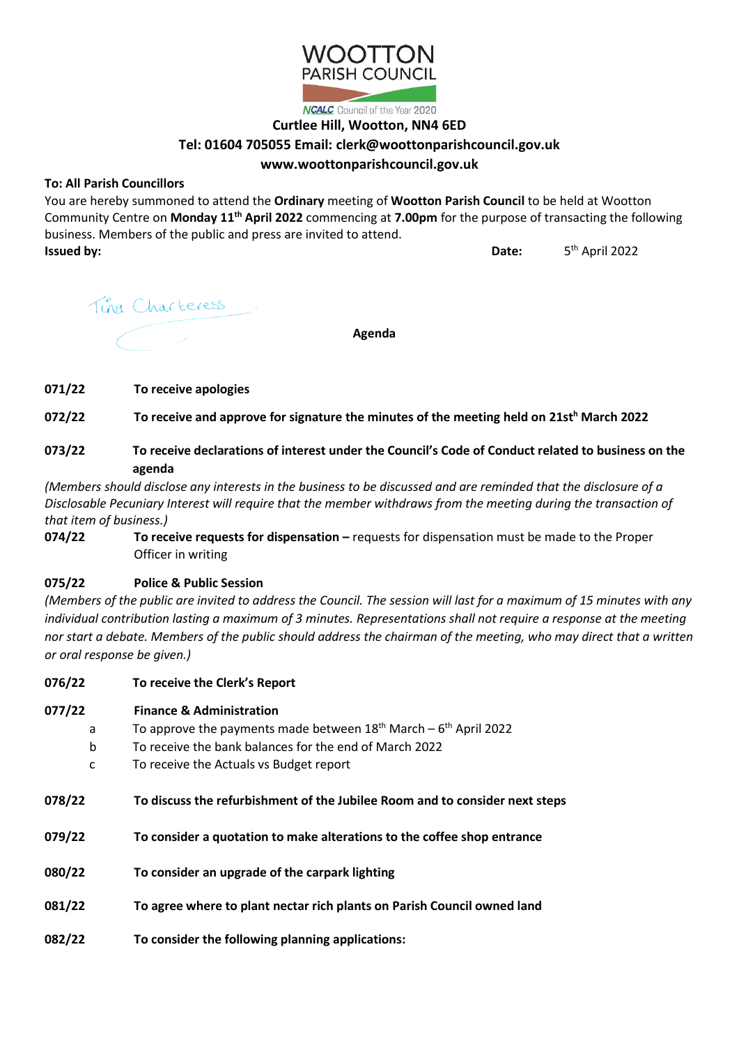# WOOTTON PARISH COUNCIL

NCALC Council of the Year 2020

**Curtlee Hill, Wootton, NN4 6ED**

**Tel: 01604 705055 Email: clerk@woottonparishcouncil.gov.uk**

**www.woottonparishcouncil.gov.uk**

**To: All Parish Councillors**

You are hereby summoned to attend the **Ordinary** meeting of **Wootton Parish Council** to be held at Wootton Community Centre on **Monday 11th April 2022** commencing at **7.00pm** for the purpose of transacting the following business. Members of the public and press are invited to attend.

**Issued by:** Tina Charteress **Date:** 5th April 2022

## Agenda

**071/22 To receive apologies**

**072/22 To receive and approve for signature the minutes of the meeting held on 21st March 2022**

**073/22 To receive declarations of interest under the Council's Code of Conduct related to business on the agenda**

*(Members should disclose any interests in the business to be discussed and are reminded that the disclosure of a Disclosable Pecuniary Interest will require that the member withdraws from the meeting during the transaction of that item of business.)*

**074/22 To receive requests for dispensation –** requests for dispensation must be made to the Proper Officer in writing

**075/22 Police & Public Session**

*(Members of the public are invited to address the Council. The session will last for a maximum of 15 minutes with any individual contribution lasting a maximum of 3 minutes. Representations shall not require a response at the meeting nor start a debate. Members of the public should address the chairman of the meeting, who may direct that a written or oral response be given.)*

**076/22 To receive the Clerk's Report**

**077/22 Finance & Administration**

- a To approve the payments made between 18th March – 6th April 2022
- b To receive the bank balances for the end of March 2022
- c To receive the Actuals vs Budget report

**078/22 To discuss the refurbishment of the Jubilee Room and to consider next steps**

**079/22 To consider a quotation to make alterations to the coffee shop entrance**

**080/22 To consider an upgrade of the carpark lighting**

**081/22 To agree where to plant nectar rich plants on Parish Council owned land**

**082/22 To consider the following planning applications:**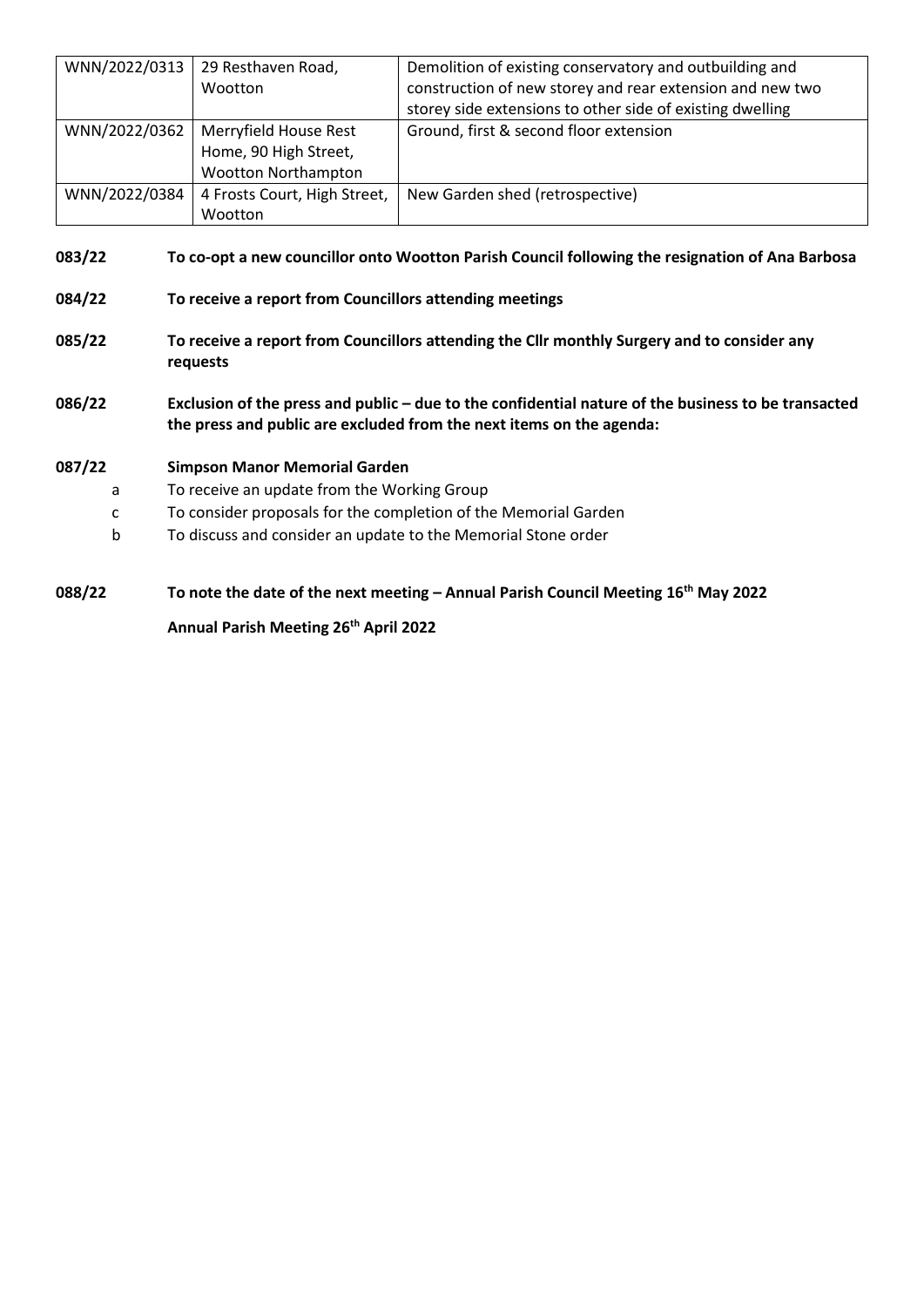| | | |
|---|---|---|
| WNN/2022/0313 | 29 Resthaven Road, Wootton | Demolition of existing conservatory and outbuilding and construction of new storey and rear extension and new two storey side extensions to other side of existing dwelling |
| WNN/2022/0362 | Merryfield House Rest Home, 90 High Street, Wootton Northampton | Ground, first & second floor extension |
| WNN/2022/0384 | 4 Frosts Court, High Street, Wootton | New Garden shed (retrospective) |

**083/22** **To co-opt a new councillor onto Wootton Parish Council following the resignation of Ana Barbosa**

**084/22** **To receive a report from Councillors attending meetings**

**085/22** **To receive a report from Councillors attending the Cllr monthly Surgery and to consider any requests**

**086/22** **Exclusion of the press and public – due to the confidential nature of the business to be transacted the press and public are excluded from the next items on the agenda:**

**087/22** **Simpson Manor Memorial Garden**

- a To receive an update from the Working Group
- c To consider proposals for the completion of the Memorial Garden
- b To discuss and consider an update to the Memorial Stone order

**088/22** **To note the date of the next meeting – Annual Parish Council Meeting 16th May 2022**

**Annual Parish Meeting 26th April 2022**